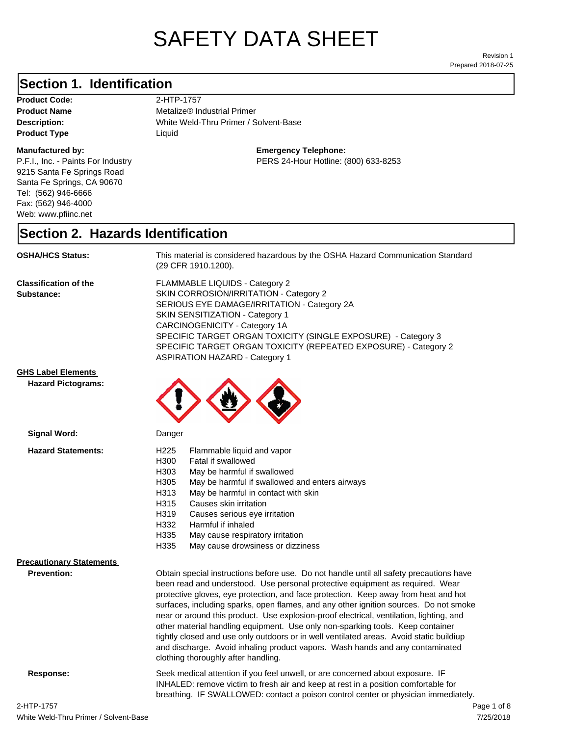# SAFETY DATA SHEET

Revision 1
Prepared 2018-07-25

## Section 1. Identification

**Product Code:** 2-HTP-1757
**Product Name** Metalize® Industrial Primer
**Description:** White Weld-Thru Primer / Solvent-Base
**Product Type** Liquid

**Manufactured by:**
P.F.I., Inc. - Paints For Industry
9215 Santa Fe Springs Road
Santa Fe Springs, CA 90670
Tel: (562) 946-6666
Fax: (562) 946-4000
Web: www.pfiinc.net

**Emergency Telephone:**
PERS 24-Hour Hotline: (800) 633-8253

## Section 2. Hazards Identification

**OSHA/HCS Status:** This material is considered hazardous by the OSHA Hazard Communication Standard (29 CFR 1910.1200).

**Classification of the Substance:**
FLAMMABLE LIQUIDS - Category 2
SKIN CORROSION/IRRITATION - Category 2
SERIOUS EYE DAMAGE/IRRITATION - Category 2A
SKIN SENSITIZATION - Category 1
CARCINOGENICITY - Category 1A
SPECIFIC TARGET ORGAN TOXICITY (SINGLE EXPOSURE) - Category 3
SPECIFIC TARGET ORGAN TOXICITY (REPEATED EXPOSURE) - Category 2
ASPIRATION HAZARD - Category 1

**GHS Label Elements**

**Hazard Pictograms:**

**Signal Word:** Danger

**Hazard Statements:**

| | |
|---|---|
| H225 | Flammable liquid and vapor |
| H300 | Fatal if swallowed |
| H303 | May be harmful if swallowed |
| H305 | May be harmful if swallowed and enters airways |
| H313 | May be harmful in contact with skin |
| H315 | Causes skin irritation |
| H319 | Causes serious eye irritation |
| H332 | Harmful if inhaled |
| H335 | May cause respiratory irritation |
| H335 | May cause drowsiness or dizziness |

**Precautionary Statements**

**Prevention:** Obtain special instructions before use. Do not handle until all safety precautions have been read and understood. Use personal protective equipment as required. Wear protective gloves, eye protection, and face protection. Keep away from heat and hot surfaces, including sparks, open flames, and any other ignition sources. Do not smoke near or around this product. Use explosion-proof electrical, ventilation, lighting, and other material handling equipment. Use only non-sparking tools. Keep container tightly closed and use only outdoors or in well ventilated areas. Avoid static buildiup and discharge. Avoid inhaling product vapors. Wash hands and any contaminated clothing thoroughly after handling.

**Response:** Seek medical attention if you feel unwell, or are concerned about exposure. IF INHALED: remove victim to fresh air and keep at rest in a position comfortable for breathing. IF SWALLOWED: contact a poison control center or physician immediately.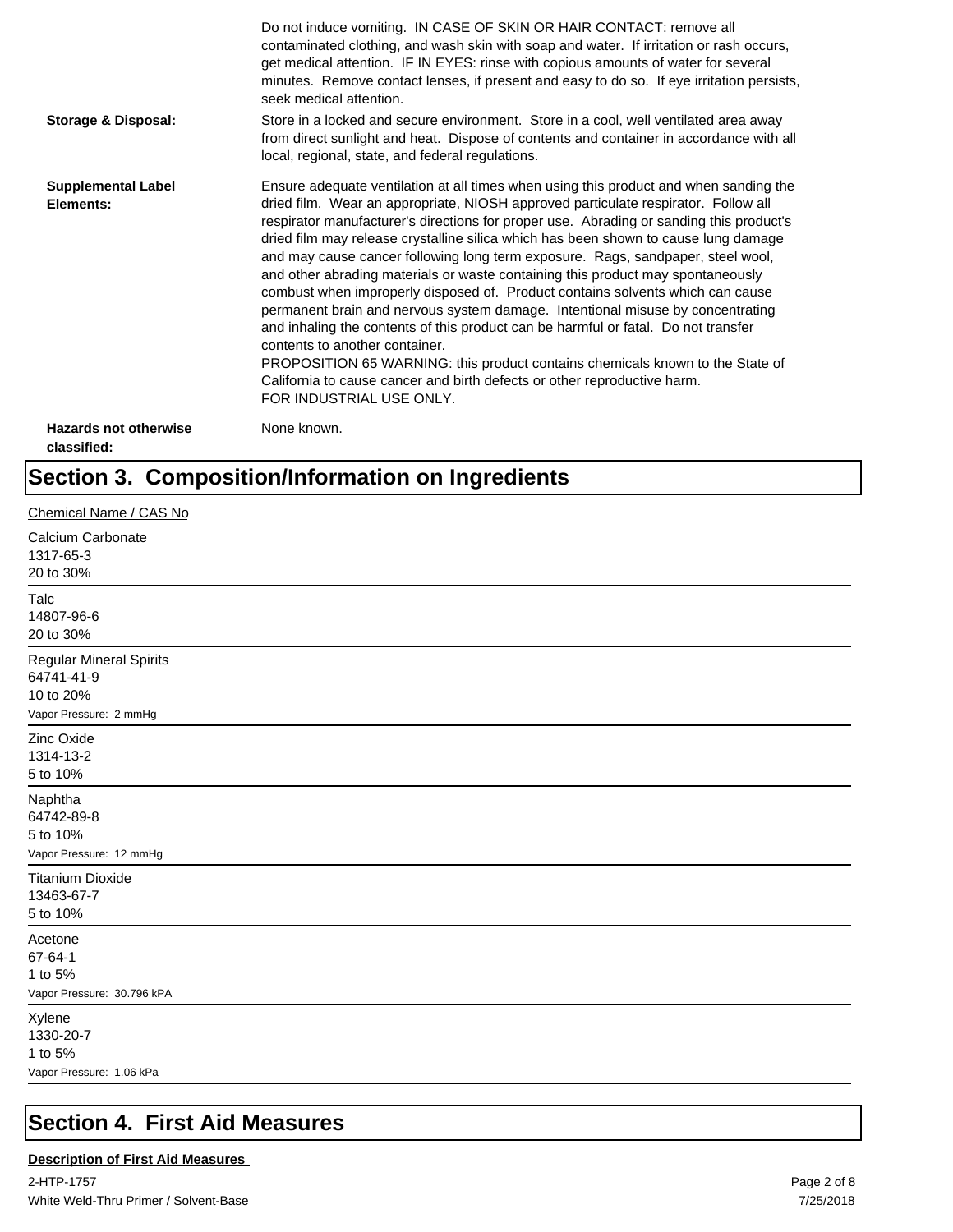Do not induce vomiting. IN CASE OF SKIN OR HAIR CONTACT: remove all contaminated clothing, and wash skin with soap and water. If irritation or rash occurs, get medical attention. IF IN EYES: rinse with copious amounts of water for several minutes. Remove contact lenses, if present and easy to do so. If eye irritation persists, seek medical attention.

**Storage & Disposal:** Store in a locked and secure environment. Store in a cool, well ventilated area away from direct sunlight and heat. Dispose of contents and container in accordance with all local, regional, state, and federal regulations.

**Supplemental Label Elements:** Ensure adequate ventilation at all times when using this product and when sanding the dried film. Wear an appropriate, NIOSH approved particulate respirator. Follow all respirator manufacturer's directions for proper use. Abrading or sanding this product's dried film may release crystalline silica which has been shown to cause lung damage and may cause cancer following long term exposure. Rags, sandpaper, steel wool, and other abrading materials or waste containing this product may spontaneously combust when improperly disposed of. Product contains solvents which can cause permanent brain and nervous system damage. Intentional misuse by concentrating and inhaling the contents of this product can be harmful or fatal. Do not transfer contents to another container.
PROPOSITION 65 WARNING: this product contains chemicals known to the State of California to cause cancer and birth defects or other reproductive harm.
FOR INDUSTRIAL USE ONLY.

**Hazards not otherwise classified:** None known.

# Section 3. Composition/Information on Ingredients

Chemical Name / CAS No

Calcium Carbonate
1317-65-3
20 to 30%

Talc
14807-96-6
20 to 30%

Regular Mineral Spirits
64741-41-9
10 to 20%
Vapor Pressure: 2 mmHg

Zinc Oxide
1314-13-2
5 to 10%

Naphtha
64742-89-8
5 to 10%
Vapor Pressure: 12 mmHg

Titanium Dioxide
13463-67-7
5 to 10%

Acetone
67-64-1
1 to 5%
Vapor Pressure: 30.796 kPA

Xylene
1330-20-7
1 to 5%
Vapor Pressure: 1.06 kPa

# Section 4. First Aid Measures

**Description of First Aid Measures**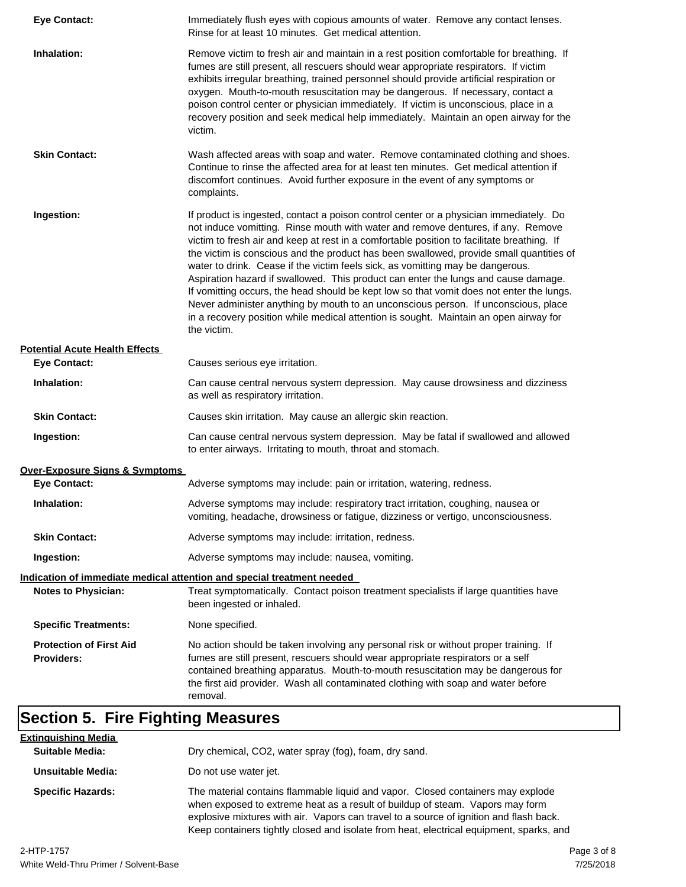**Eye Contact:** Immediately flush eyes with copious amounts of water. Remove any contact lenses. Rinse for at least 10 minutes. Get medical attention.

**Inhalation:** Remove victim to fresh air and maintain in a rest position comfortable for breathing. If fumes are still present, all rescuers should wear appropriate respirators. If victim exhibits irregular breathing, trained personnel should provide artificial respiration or oxygen. Mouth-to-mouth resuscitation may be dangerous. If necessary, contact a poison control center or physician immediately. If victim is unconscious, place in a recovery position and seek medical help immediately. Maintain an open airway for the victim.

**Skin Contact:** Wash affected areas with soap and water. Remove contaminated clothing and shoes. Continue to rinse the affected area for at least ten minutes. Get medical attention if discomfort continues. Avoid further exposure in the event of any symptoms or complaints.

**Ingestion:** If product is ingested, contact a poison control center or a physician immediately. Do not induce vomitting. Rinse mouth with water and remove dentures, if any. Remove victim to fresh air and keep at rest in a comfortable position to facilitate breathing. If the victim is conscious and the product has been swallowed, provide small quantities of water to drink. Cease if the victim feels sick, as vomitting may be dangerous. Aspiration hazard if swallowed. This product can enter the lungs and cause damage. If vomitting occurs, the head should be kept low so that vomit does not enter the lungs. Never administer anything by mouth to an unconscious person. If unconscious, place in a recovery position while medical attention is sought. Maintain an open airway for the victim.

**Potential Acute Health Effects**

**Eye Contact:** Causes serious eye irritation.

**Inhalation:** Can cause central nervous system depression. May cause drowsiness and dizziness as well as respiratory irritation.

**Skin Contact:** Causes skin irritation. May cause an allergic skin reaction.

**Ingestion:** Can cause central nervous system depression. May be fatal if swallowed and allowed to enter airways. Irritating to mouth, throat and stomach.

**Over-Exposure Signs & Symptoms**

**Eye Contact:** Adverse symptoms may include: pain or irritation, watering, redness.

**Inhalation:** Adverse symptoms may include: respiratory tract irritation, coughing, nausea or vomiting, headache, drowsiness or fatigue, dizziness or vertigo, unconsciousness.

**Skin Contact:** Adverse symptoms may include: irritation, redness.

**Ingestion:** Adverse symptoms may include: nausea, vomiting.

**Indication of immediate medical attention and special treatment needed**

**Notes to Physician:** Treat symptomatically. Contact poison treatment specialists if large quantities have been ingested or inhaled.

**Specific Treatments:** None specified.

**Protection of First Aid Providers:** No action should be taken involving any personal risk or without proper training. If fumes are still present, rescuers should wear appropriate respirators or a self contained breathing apparatus. Mouth-to-mouth resuscitation may be dangerous for the first aid provider. Wash all contaminated clothing with soap and water before removal.

# Section 5. Fire Fighting Measures

**Extinguishing Media**

**Suitable Media:** Dry chemical, $CO_2$, water spray (fog), foam, dry sand.

**Unsuitable Media:** Do not use water jet.

**Specific Hazards:** The material contains flammable liquid and vapor. Closed containers may explode when exposed to extreme heat as a result of buildup of steam. Vapors may form explosive mixtures with air. Vapors can travel to a source of ignition and flash back. Keep containers tightly closed and isolate from heat, electrical equipment, sparks, and

2-HTP-1757
White Weld-Thru Primer / Solvent-Base
7/25/2018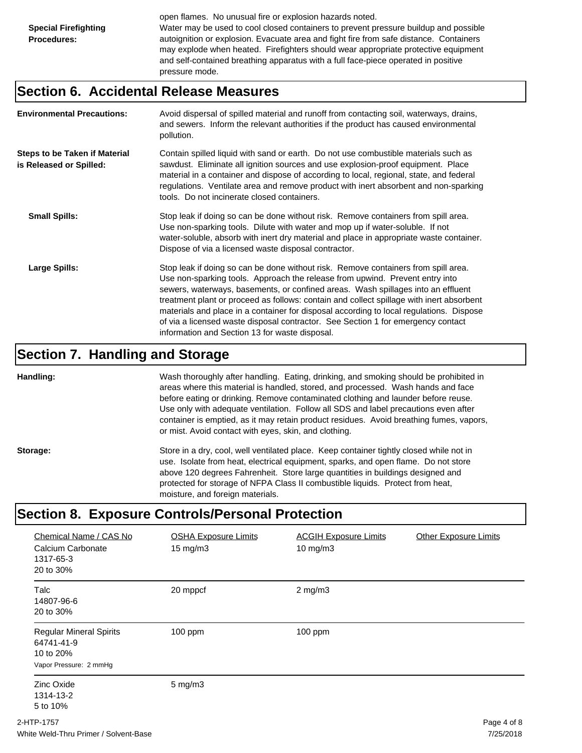open flames. No unusual fire or explosion hazards noted.

**Special Firefighting Procedures:** Water may be used to cool closed containers to prevent pressure buildup and possible autoignition or explosion. Evacuate area and fight fire from safe distance. Containers may explode when heated. Firefighters should wear appropriate protective equipment and self-contained breathing apparatus with a full face-piece operated in positive pressure mode.

## Section 6. Accidental Release Measures

**Environmental Precautions:** Avoid dispersal of spilled material and runoff from contacting soil, waterways, drains, and sewers. Inform the relevant authorities if the product has caused environmental pollution.

**Steps to be Taken if Material is Released or Spilled:** Contain spilled liquid with sand or earth. Do not use combustible materials such as sawdust. Eliminate all ignition sources and use explosion-proof equipment. Place material in a container and dispose of according to local, regional, state, and federal regulations. Ventilate area and remove product with inert absorbent and non-sparking tools. Do not incinerate closed containers.

**Small Spills:** Stop leak if doing so can be done without risk. Remove containers from spill area. Use non-sparking tools. Dilute with water and mop up if water-soluble. If not water-soluble, absorb with inert dry material and place in appropriate waste container. Dispose of via a licensed waste disposal contractor.

**Large Spills:** Stop leak if doing so can be done without risk. Remove containers from spill area. Use non-sparking tools. Approach the release from upwind. Prevent entry into sewers, waterways, basements, or confined areas. Wash spillages into an effluent treatment plant or proceed as follows: contain and collect spillage with inert absorbent materials and place in a container for disposal according to local regulations. Dispose of via a licensed waste disposal contractor. See Section 1 for emergency contact information and Section 13 for waste disposal.

## Section 7. Handling and Storage

**Handling:** Wash thoroughly after handling. Eating, drinking, and smoking should be prohibited in areas where this material is handled, stored, and processed. Wash hands and face before eating or drinking. Remove contaminated clothing and launder before reuse. Use only with adequate ventilation. Follow all SDS and label precautions even after container is emptied, as it may retain product residues. Avoid breathing fumes, vapors, or mist. Avoid contact with eyes, skin, and clothing.

**Storage:** Store in a dry, cool, well ventilated place. Keep container tightly closed while not in use. Isolate from heat, electrical equipment, sparks, and open flame. Do not store above 120 degrees Fahrenheit. Store large quantities in buildings designed and protected for storage of NFPA Class II combustible liquids. Protect from heat, moisture, and foreign materials.

## Section 8. Exposure Controls/Personal Protection

| Chemical Name / CAS No | OSHA Exposure Limits | ACGIH Exposure Limits | Other Exposure Limits |
|---|---|---|---|
| Calcium Carbonate<br>1317-65-3<br>20 to 30% | 15 mg/m3 | 10 mg/m3 | |
| Talc<br>14807-96-6<br>20 to 30% | 20 mppcf | 2 mg/m3 | |
| Regular Mineral Spirits<br>64741-41-9<br>10 to 20%<br>Vapor Pressure: 2 mmHg | 100 ppm | 100 ppm | |
| Zinc Oxide<br>1314-13-2<br>5 to 10% | 5 mg/m3 | | |

2-HTP-1757
White Weld-Thru Primer / Solvent-Base
7/25/2018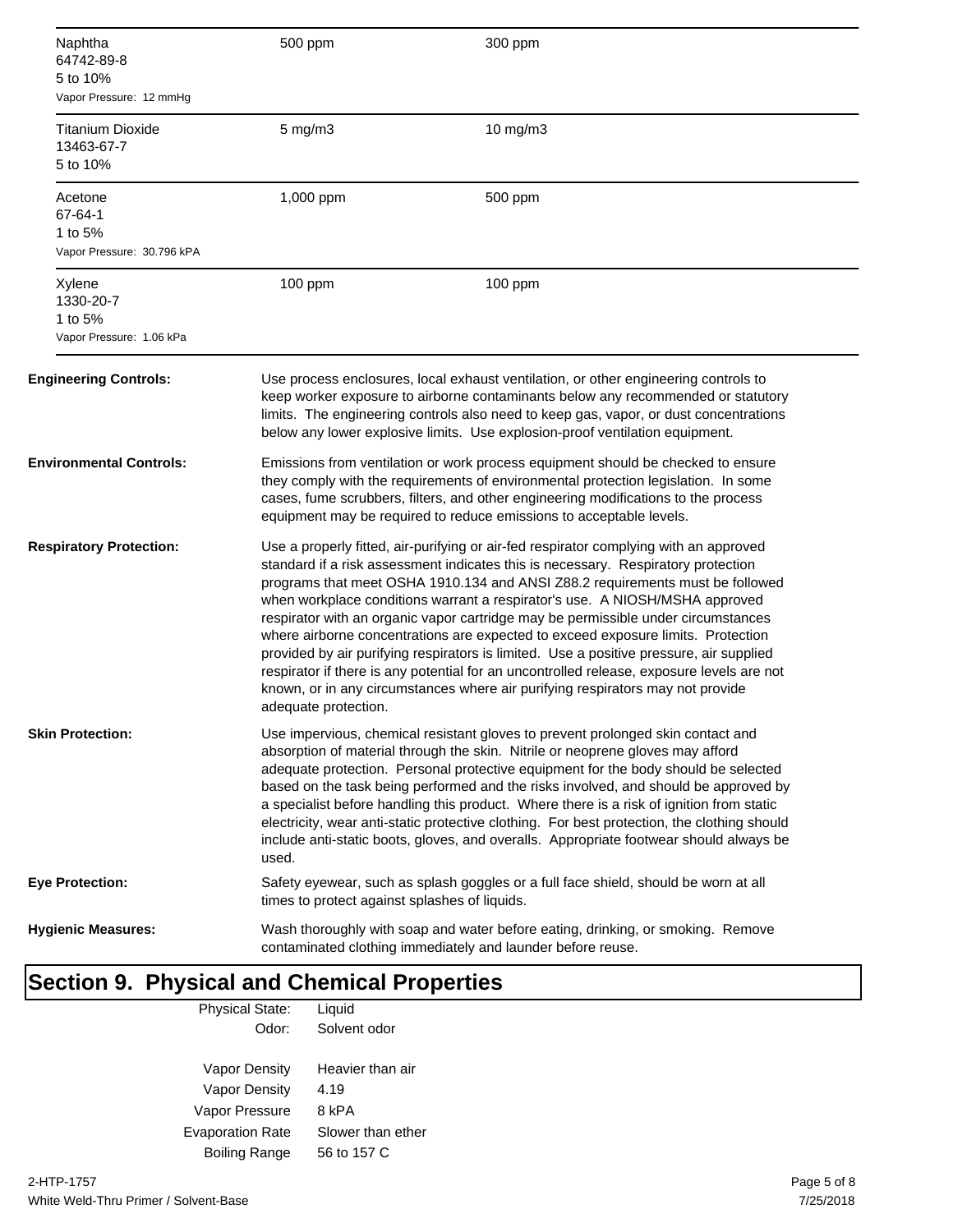| | | |
|---|---|---|
| Naphtha<br>64742-89-8<br>5 to 10%<br>Vapor Pressure: 12 mmHg | 500 ppm | 300 ppm |
| Titanium Dioxide<br>13463-67-7<br>5 to 10% | 5 mg/m3 | 10 mg/m3 |
| Acetone<br>67-64-1<br>1 to 5%<br>Vapor Pressure: 30.796 kPA | 1,000 ppm | 500 ppm |
| Xylene<br>1330-20-7<br>1 to 5%<br>Vapor Pressure: 1.06 kPa | 100 ppm | 100 ppm |

**Engineering Controls:** Use process enclosures, local exhaust ventilation, or other engineering controls to keep worker exposure to airborne contaminants below any recommended or statutory limits. The engineering controls also need to keep gas, vapor, or dust concentrations below any lower explosive limits. Use explosion-proof ventilation equipment.

**Environmental Controls:** Emissions from ventilation or work process equipment should be checked to ensure they comply with the requirements of environmental protection legislation. In some cases, fume scrubbers, filters, and other engineering modifications to the process equipment may be required to reduce emissions to acceptable levels.

**Respiratory Protection:** Use a properly fitted, air-purifying or air-fed respirator complying with an approved standard if a risk assessment indicates this is necessary. Respiratory protection programs that meet OSHA 1910.134 and ANSI Z88.2 requirements must be followed when workplace conditions warrant a respirator's use. A NIOSH/MSHA approved respirator with an organic vapor cartridge may be permissible under circumstances where airborne concentrations are expected to exceed exposure limits. Protection provided by air purifying respirators is limited. Use a positive pressure, air supplied respirator if there is any potential for an uncontrolled release, exposure levels are not known, or in any circumstances where air purifying respirators may not provide adequate protection.

**Skin Protection:** Use impervious, chemical resistant gloves to prevent prolonged skin contact and absorption of material through the skin. Nitrile or neoprene gloves may afford adequate protection. Personal protective equipment for the body should be selected based on the task being performed and the risks involved, and should be approved by a specialist before handling this product. Where there is a risk of ignition from static electricity, wear anti-static protective clothing. For best protection, the clothing should include anti-static boots, gloves, and overalls. Appropriate footwear should always be used.

**Eye Protection:** Safety eyewear, such as splash goggles or a full face shield, should be worn at all times to protect against splashes of liquids.

**Hygienic Measures:** Wash thoroughly with soap and water before eating, drinking, or smoking. Remove contaminated clothing immediately and launder before reuse.

# Section 9. Physical and Chemical Properties

| | |
|---|---|
| Physical State: | Liquid |
| Odor: | Solvent odor |
| Vapor Density | Heavier than air |
| Vapor Density | 4.19 |
| Vapor Pressure | 8 kPA |
| Evaporation Rate | Slower than ether |
| Boiling Range | 56 to 157 C |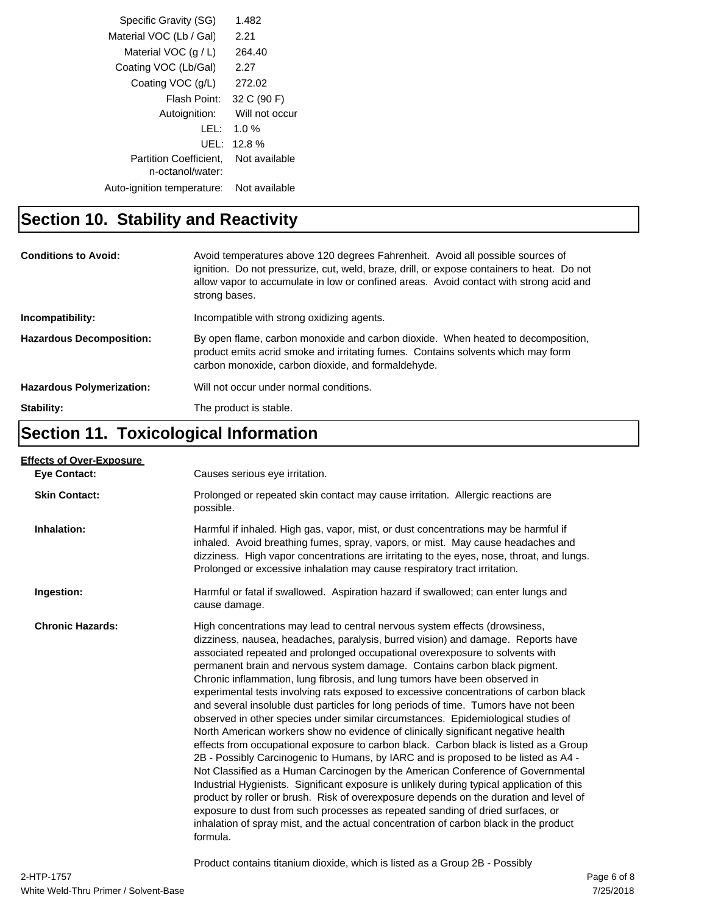| | |
|---|---|
| Specific Gravity (SG) | 1.482 |
| Material VOC (Lb / Gal) | 2.21 |
| Material VOC (g / L) | 264.40 |
| Coating VOC (Lb/Gal) | 2.27 |
| Coating VOC (g/L) | 272.02 |
| Flash Point: | 32 C (90 F) |
| Autoignition: | Will not occur |
| LEL: | 1.0 % |
| UEL: | 12.8 % |
| Partition Coefficient, n-octanol/water: | Not available |
| Auto-ignition temperature: | Not available |

## Section 10. Stability and Reactivity

**Conditions to Avoid:** Avoid temperatures above 120 degrees Fahrenheit. Avoid all possible sources of ignition. Do not pressurize, cut, weld, braze, drill, or expose containers to heat. Do not allow vapor to accumulate in low or confined areas. Avoid contact with strong acid and strong bases.

**Incompatibility:** Incompatible with strong oxidizing agents.

**Hazardous Decomposition:** By open flame, carbon monoxide and carbon dioxide. When heated to decomposition, product emits acrid smoke and irritating fumes. Contains solvents which may form carbon monoxide, carbon dioxide, and formaldehyde.

**Hazardous Polymerization:** Will not occur under normal conditions.

**Stability:** The product is stable.

## Section 11. Toxicological Information

**Effects of Over-Exposure**

**Eye Contact:** Causes serious eye irritation.

**Skin Contact:** Prolonged or repeated skin contact may cause irritation. Allergic reactions are possible.

**Inhalation:** Harmful if inhaled. High gas, vapor, mist, or dust concentrations may be harmful if inhaled. Avoid breathing fumes, spray, vapors, or mist. May cause headaches and dizziness. High vapor concentrations are irritating to the eyes, nose, throat, and lungs. Prolonged or excessive inhalation may cause respiratory tract irritation.

**Ingestion:** Harmful or fatal if swallowed. Aspiration hazard if swallowed; can enter lungs and cause damage.

**Chronic Hazards:** High concentrations may lead to central nervous system effects (drowsiness, dizziness, nausea, headaches, paralysis, burred vision) and damage. Reports have associated repeated and prolonged occupational overexposure to solvents with permanent brain and nervous system damage. Contains carbon black pigment. Chronic inflammation, lung fibrosis, and lung tumors have been observed in experimental tests involving rats exposed to excessive concentrations of carbon black and several insoluble dust particles for long periods of time. Tumors have not been observed in other species under similar circumstances. Epidemiological studies of North American workers show no evidence of clinically significant negative health effects from occupational exposure to carbon black. Carbon black is listed as a Group 2B - Possibly Carcinogenic to Humans, by IARC and is proposed to be listed as A4 - Not Classified as a Human Carcinogen by the American Conference of Governmental Industrial Hygienists. Significant exposure is unlikely during typical application of this product by roller or brush. Risk of overexposure depends on the duration and level of exposure to dust from such processes as repeated sanding of dried surfaces, or inhalation of spray mist, and the actual concentration of carbon black in the product formula.

Product contains titanium dioxide, which is listed as a Group 2B - Possibly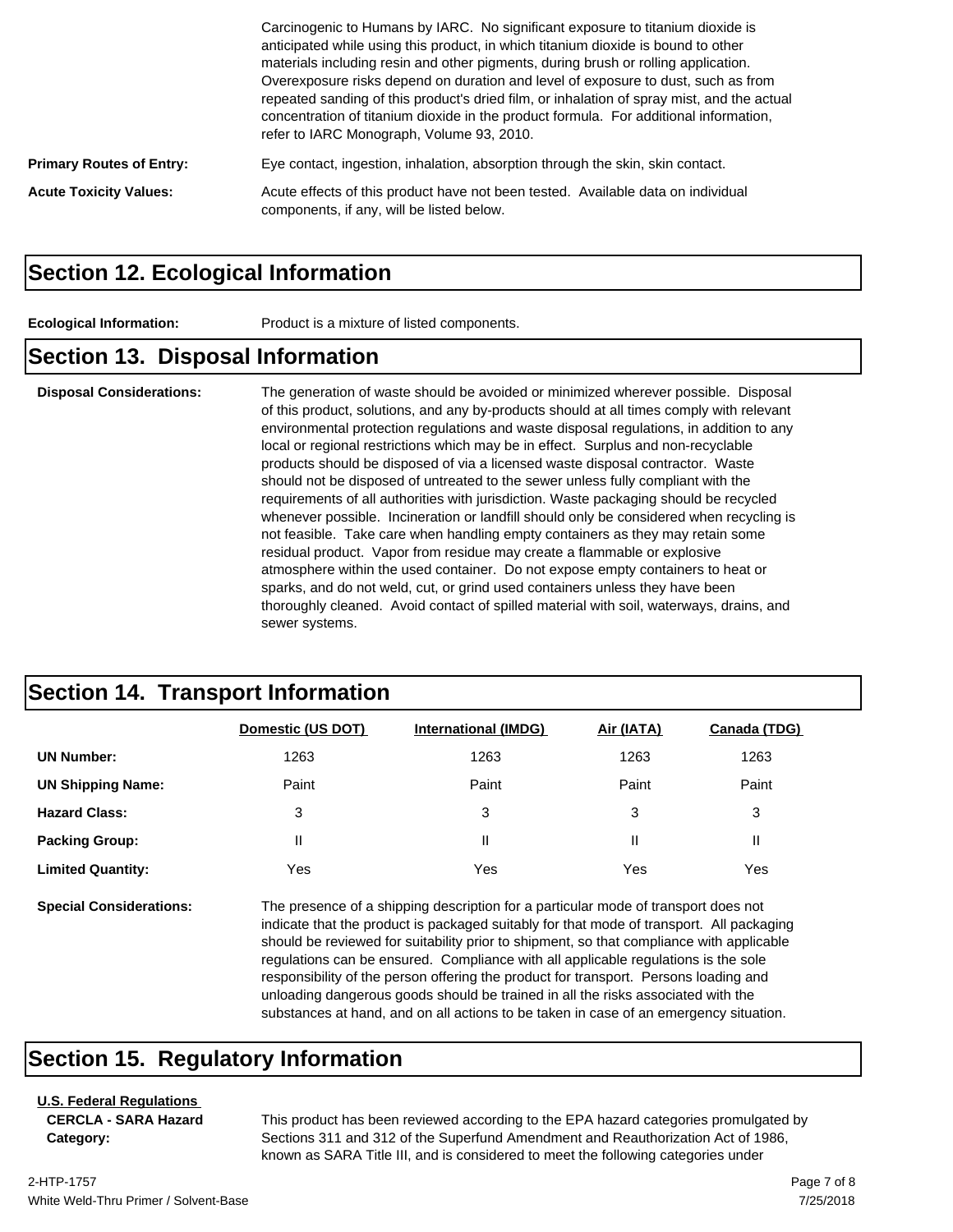Carcinogenic to Humans by IARC. No significant exposure to titanium dioxide is anticipated while using this product, in which titanium dioxide is bound to other materials including resin and other pigments, during brush or rolling application. Overexposure risks depend on duration and level of exposure to dust, such as from repeated sanding of this product's dried film, or inhalation of spray mist, and the actual concentration of titanium dioxide in the product formula. For additional information, refer to IARC Monograph, Volume 93, 2010.

**Primary Routes of Entry:** Eye contact, ingestion, inhalation, absorption through the skin, skin contact.

**Acute Toxicity Values:** Acute effects of this product have not been tested. Available data on individual components, if any, will be listed below.

## Section 12. Ecological Information

**Ecological Information:** Product is a mixture of listed components.

## Section 13. Disposal Information

**Disposal Considerations:** The generation of waste should be avoided or minimized wherever possible. Disposal of this product, solutions, and any by-products should at all times comply with relevant environmental protection regulations and waste disposal regulations, in addition to any local or regional restrictions which may be in effect. Surplus and non-recyclable products should be disposed of via a licensed waste disposal contractor. Waste should not be disposed of untreated to the sewer unless fully compliant with the requirements of all authorities with jurisdiction. Waste packaging should be recycled whenever possible. Incineration or landfill should only be considered when recycling is not feasible. Take care when handling empty containers as they may retain some residual product. Vapor from residue may create a flammable or explosive atmosphere within the used container. Do not expose empty containers to heat or sparks, and do not weld, cut, or grind used containers unless they have been thoroughly cleaned. Avoid contact of spilled material with soil, waterways, drains, and sewer systems.

## Section 14. Transport Information

| | Domestic (US DOT) | International (IMDG) | Air (IATA) | Canada (TDG) |
|---|---|---|---|---|
| **UN Number:** | 1263 | 1263 | 1263 | 1263 |
| **UN Shipping Name:** | Paint | Paint | Paint | Paint |
| **Hazard Class:** | 3 | 3 | 3 | 3 |
| **Packing Group:** | II | II | II | II |
| **Limited Quantity:** | Yes | Yes | Yes | Yes |

**Special Considerations:** The presence of a shipping description for a particular mode of transport does not indicate that the product is packaged suitably for that mode of transport. All packaging should be reviewed for suitability prior to shipment, so that compliance with applicable regulations can be ensured. Compliance with all applicable regulations is the sole responsibility of the person offering the product for transport. Persons loading and unloading dangerous goods should be trained in all the risks associated with the substances at hand, and on all actions to be taken in case of an emergency situation.

## Section 15. Regulatory Information

**U.S. Federal Regulations**

**CERCLA - SARA Hazard Category:** This product has been reviewed according to the EPA hazard categories promulgated by Sections 311 and 312 of the Superfund Amendment and Reauthorization Act of 1986, known as SARA Title III, and is considered to meet the following categories under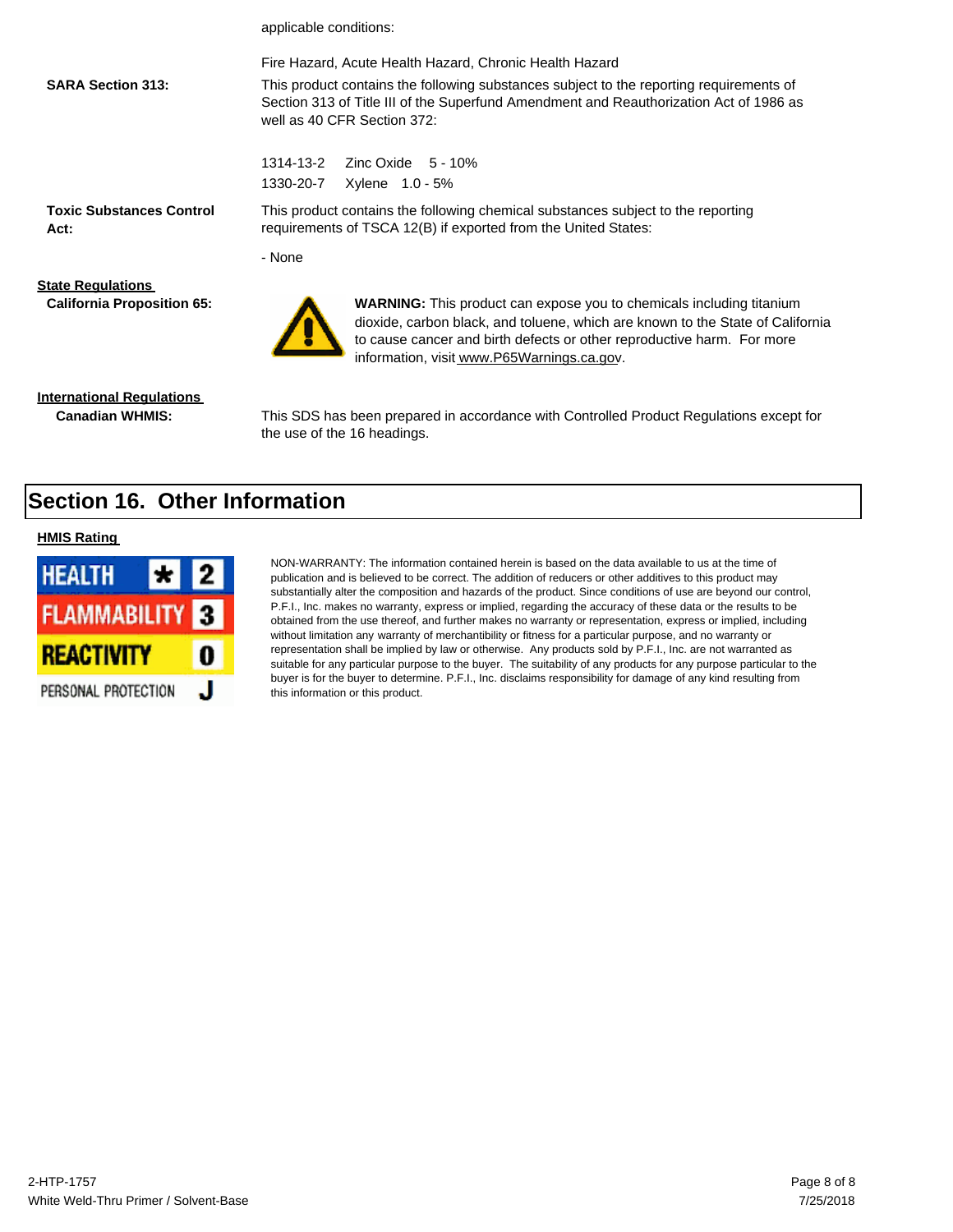applicable conditions:

Fire Hazard, Acute Health Hazard, Chronic Health Hazard

**SARA Section 313:** This product contains the following substances subject to the reporting requirements of Section 313 of Title III of the Superfund Amendment and Reauthorization Act of 1986 as well as 40 CFR Section 372:

| | | |
|---|---|---|
| 1314-13-2 | Zinc Oxide | 5 - 10% |
| 1330-20-7 | Xylene | 1.0 - 5% |

**Toxic Substances Control Act:** This product contains the following chemical substances subject to the reporting requirements of TSCA 12(B) if exported from the United States:

- None

**State Regulations**

**California Proposition 65:**

**WARNING:** This product can expose you to chemicals including titanium dioxide, carbon black, and toluene, which are known to the State of California to cause cancer and birth defects or other reproductive harm. For more information, visit www.P65Warnings.ca.gov.

**International Regulations**

**Canadian WHMIS:** This SDS has been prepared in accordance with Controlled Product Regulations except for the use of the 16 headings.

## Section 16. Other Information

**HMIS Rating**

| | | |
|---|---|---|
| HEALTH | * | 2 |
| FLAMMABILITY | | 3 |
| REACTIVITY | | 0 |
| PERSONAL PROTECTION | | J |

NON-WARRANTY: The information contained herein is based on the data available to us at the time of publication and is believed to be correct. The addition of reducers or other additives to this product may substantially alter the composition and hazards of the product. Since conditions of use are beyond our control, P.F.I., Inc. makes no warranty, express or implied, regarding the accuracy of these data or the results to be obtained from the use thereof, and further makes no warranty or representation, express or implied, including without limitation any warranty of merchantibility or fitness for a particular purpose, and no warranty or representation shall be implied by law or otherwise. Any products sold by P.F.I., Inc. are not warranted as suitable for any particular purpose to the buyer. The suitability of any products for any purpose particular to the buyer is for the buyer to determine. P.F.I., Inc. disclaims responsibility for damage of any kind resulting from this information or this product.